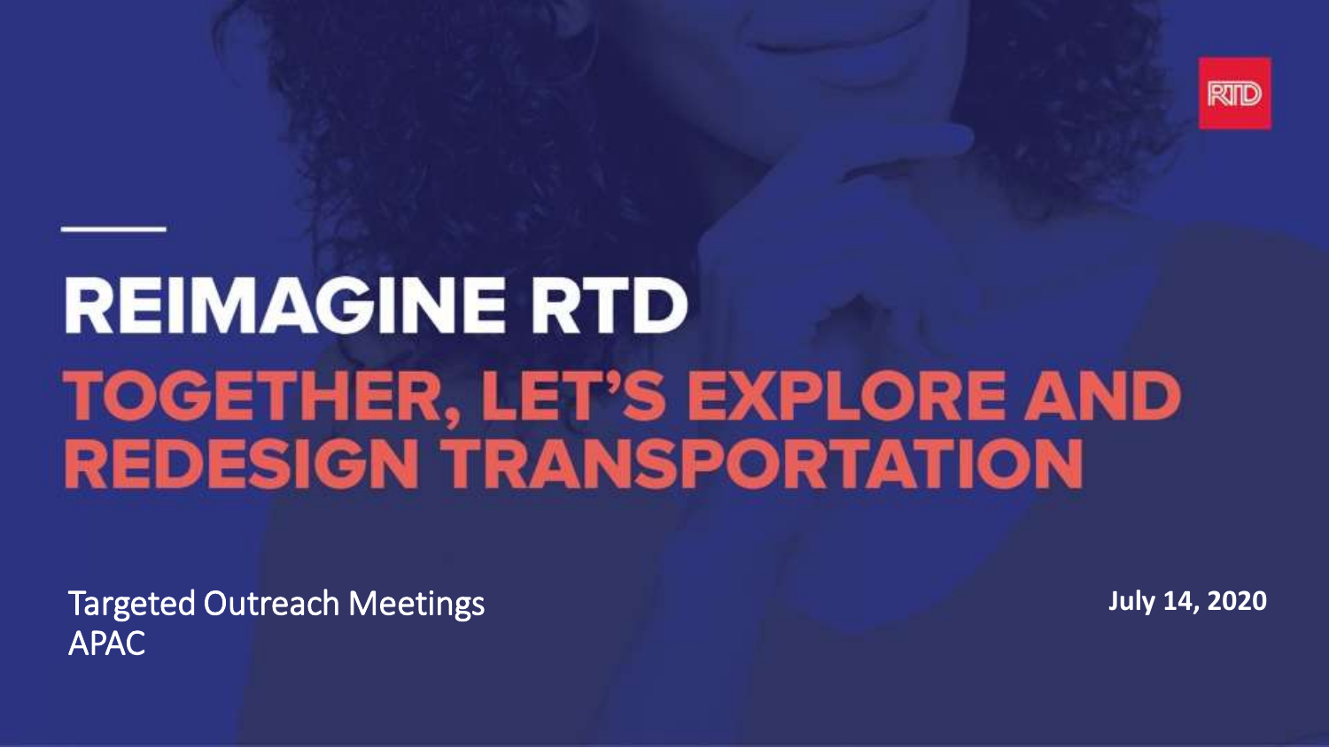RTD

# REIMAGINE RTD

## TOGETHER, LET'S EXPLORE AND REDESIGN TRANSPORTATION

Targeted Outreach Meetings
APAC

**July 14, 2020**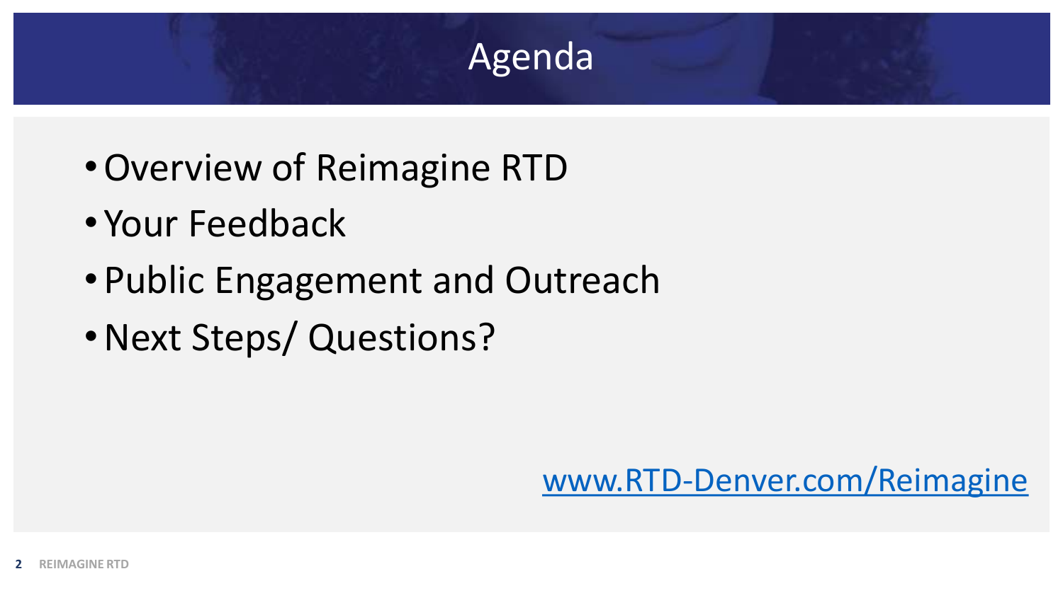# Agenda

- Overview of Reimagine RTD
- Your Feedback
- Public Engagement and Outreach
- Next Steps/ Questions?

www.RTD-Denver.com/Reimagine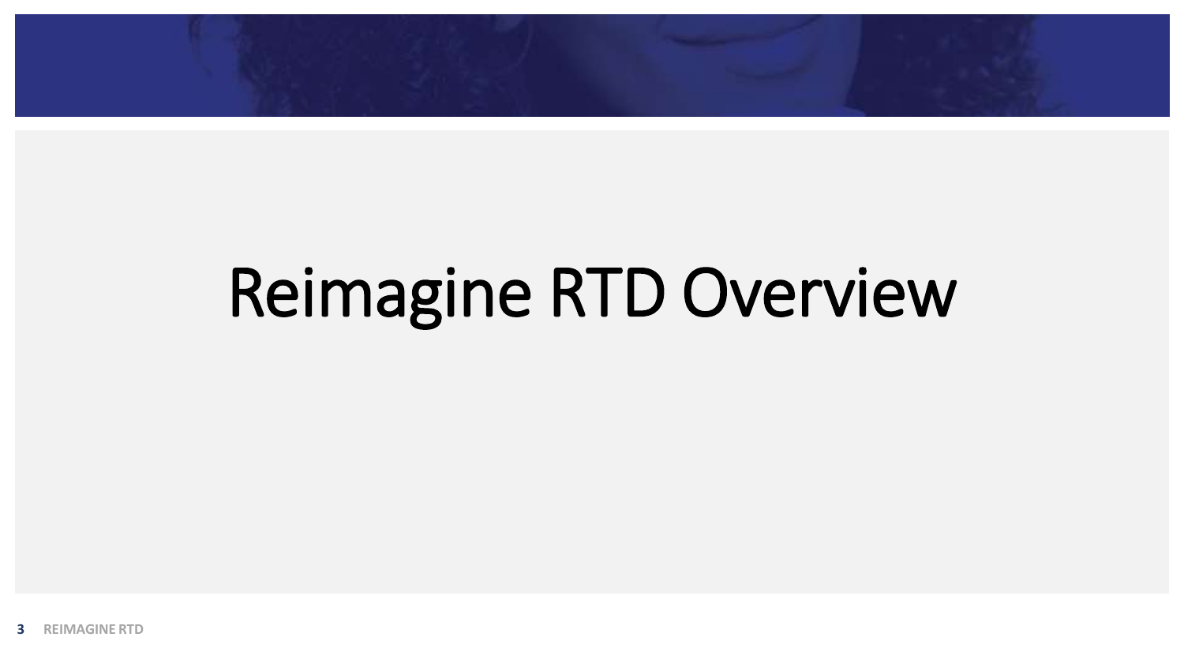# Reimagine RTD Overview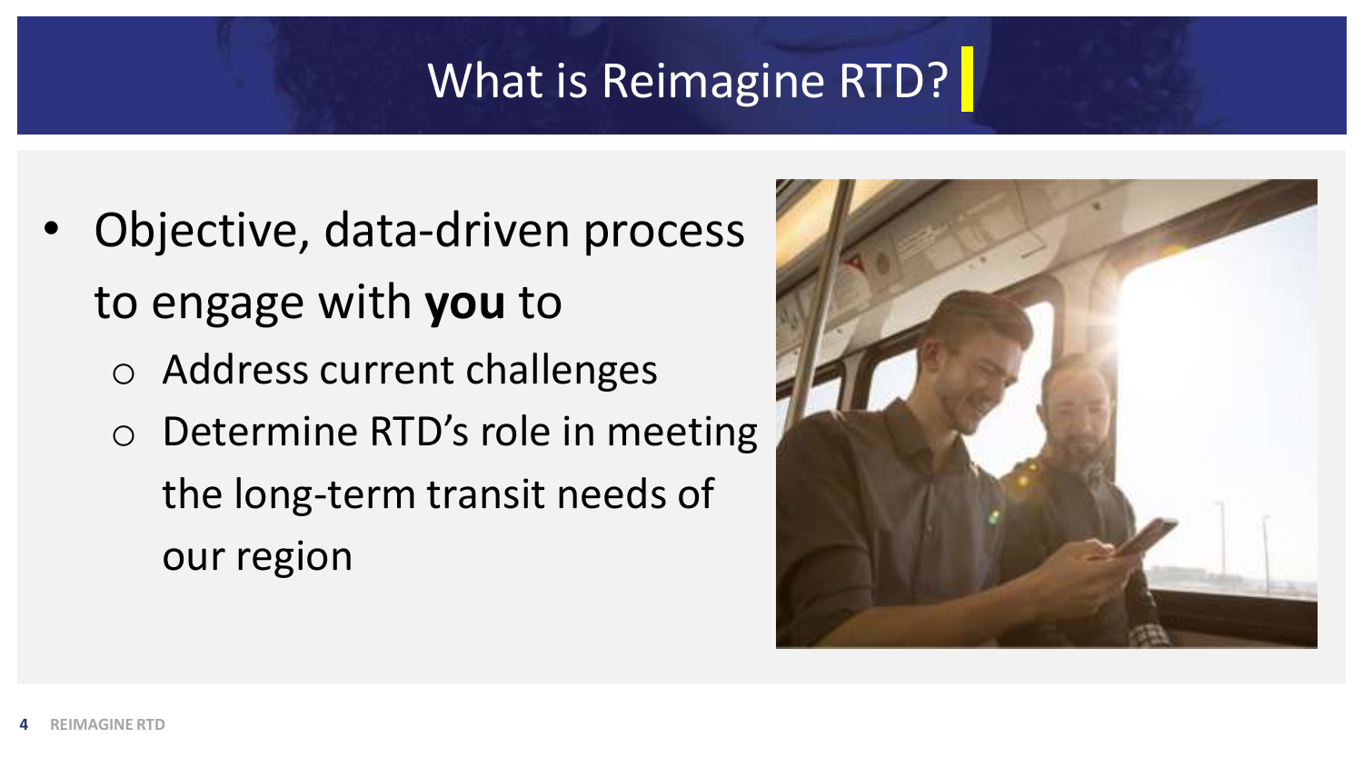# What is Reimagine RTD?

- Objective, data-driven process to engage with **you** to
  - Address current challenges
  - Determine RTD's role in meeting the long-term transit needs of our region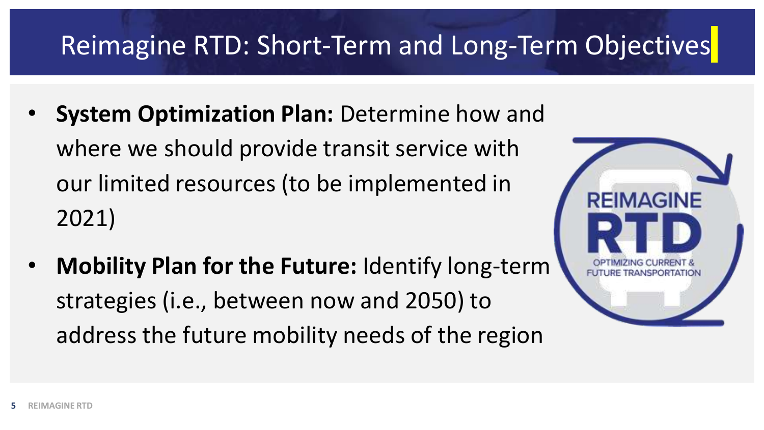# Reimagine RTD: Short-Term and Long-Term Objectives

- **System Optimization Plan:** Determine how and where we should provide transit service with our limited resources (to be implemented in 2021)
- **Mobility Plan for the Future:** Identify long-term strategies (i.e., between now and 2050) to address the future mobility needs of the region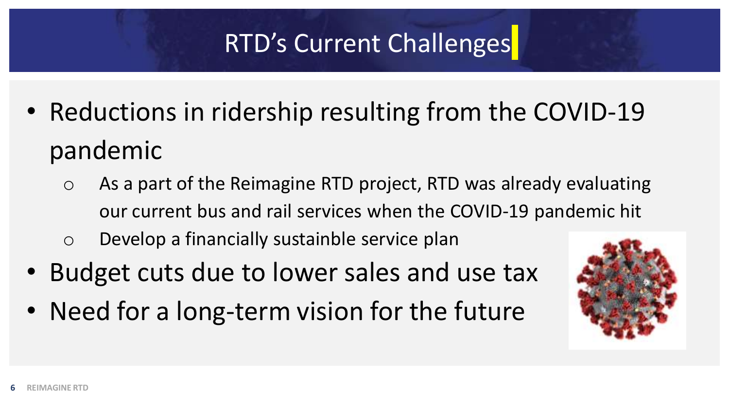# RTD's Current Challenges

- Reductions in ridership resulting from the COVID-19 pandemic
  - As a part of the Reimagine RTD project, RTD was already evaluating our current bus and rail services when the COVID-19 pandemic hit
  - Develop a financially sustainble service plan
- Budget cuts due to lower sales and use tax
- Need for a long-term vision for the future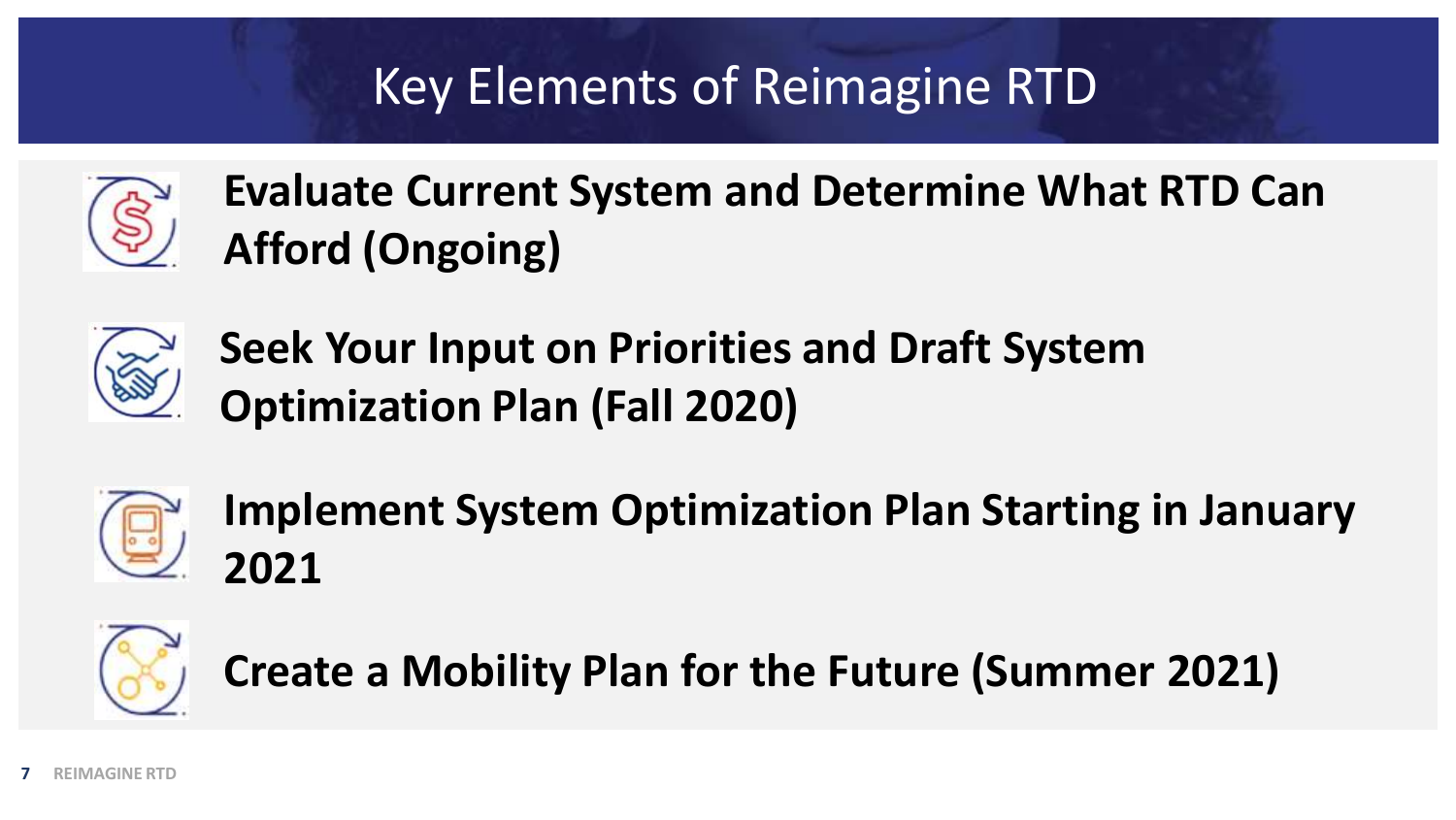# Key Elements of Reimagine RTD

- **Evaluate Current System and Determine What RTD Can Afford (Ongoing)**
- **Seek Your Input on Priorities and Draft System Optimization Plan (Fall 2020)**
- **Implement System Optimization Plan Starting in January 2021**
- **Create a Mobility Plan for the Future (Summer 2021)**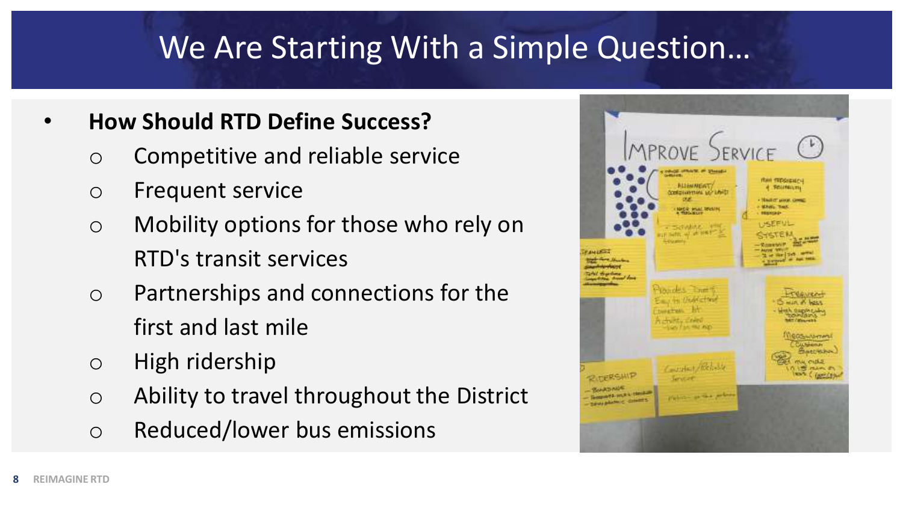# We Are Starting With a Simple Question…

- **How Should RTD Define Success?**
  - Competitive and reliable service
  - Frequent service
  - Mobility options for those who rely on RTD's transit services
  - Partnerships and connections for the first and last mile
  - High ridership
  - Ability to travel throughout the District
  - Reduced/lower bus emissions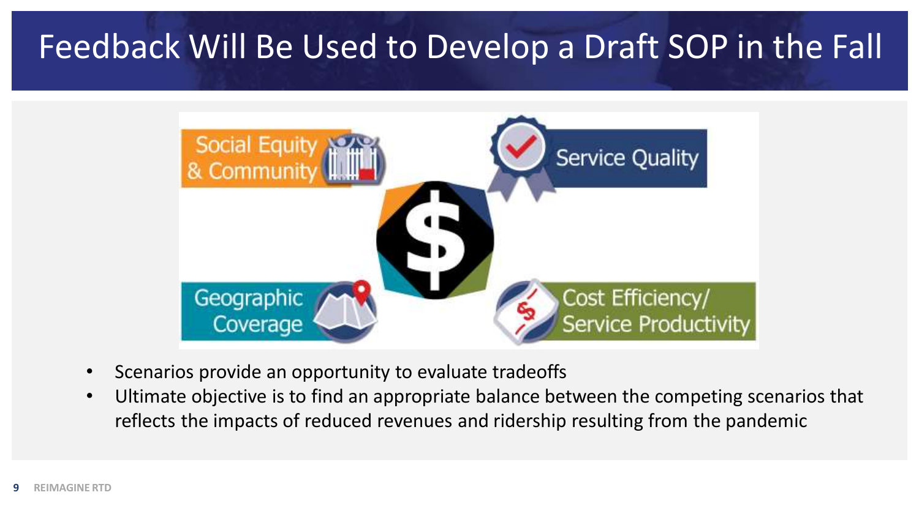# Feedback Will Be Used to Develop a Draft SOP in the Fall

Social Equity & Community

Service Quality

Geographic Coverage

Cost Efficiency/ Service Productivity

- Scenarios provide an opportunity to evaluate tradeoffs
- Ultimate objective is to find an appropriate balance between the competing scenarios that reflects the impacts of reduced revenues and ridership resulting from the pandemic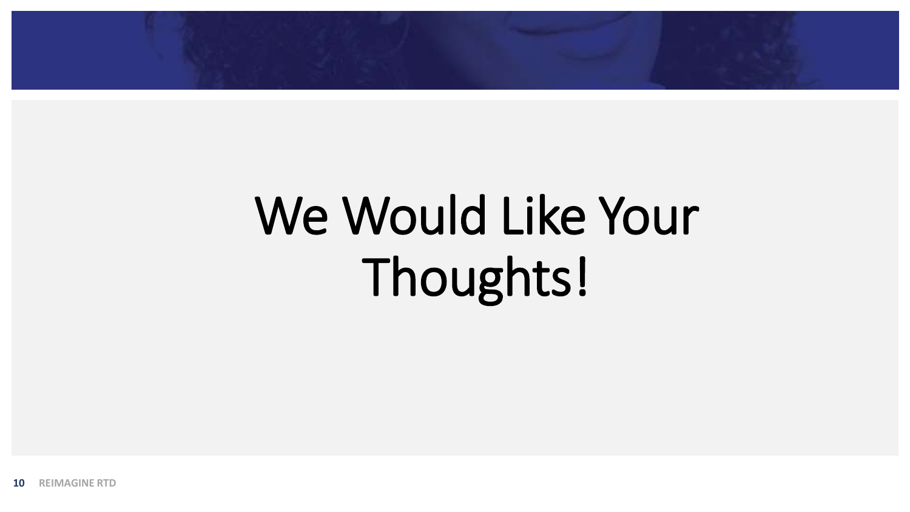# We Would Like Your Thoughts!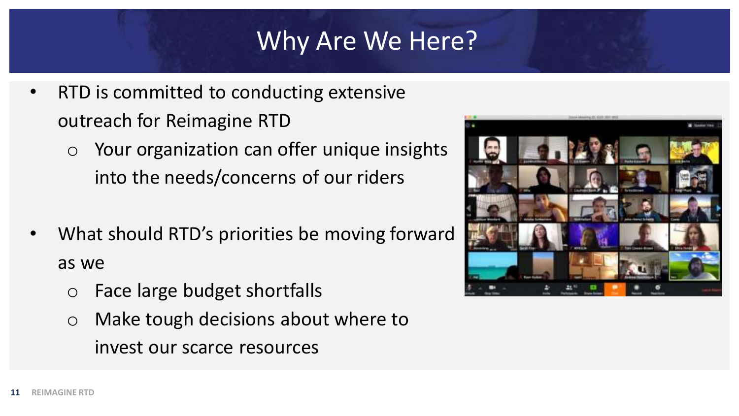# Why Are We Here?

- RTD is committed to conducting extensive outreach for Reimagine RTD
  - Your organization can offer unique insights into the needs/concerns of our riders
- What should RTD's priorities be moving forward as we
  - Face large budget shortfalls
  - Make tough decisions about where to invest our scarce resources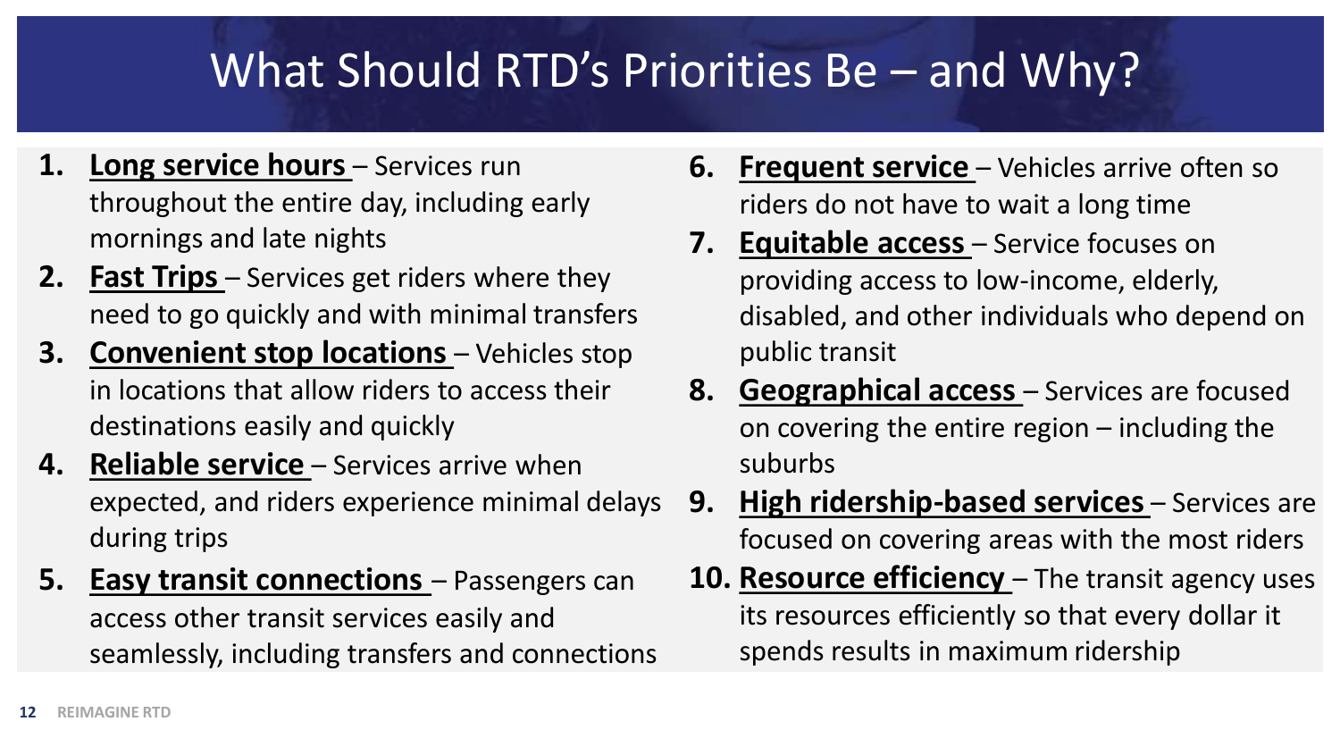# What Should RTD's Priorities Be – and Why?

1. **Long service hours** – Services run throughout the entire day, including early mornings and late nights
2. **Fast Trips** – Services get riders where they need to go quickly and with minimal transfers
3. **Convenient stop locations** – Vehicles stop in locations that allow riders to access their destinations easily and quickly
4. **Reliable service** – Services arrive when expected, and riders experience minimal delays during trips
5. **Easy transit connections** – Passengers can access other transit services easily and seamlessly, including transfers and connections
6. **Frequent service** – Vehicles arrive often so riders do not have to wait a long time
7. **Equitable access** – Service focuses on providing access to low-income, elderly, disabled, and other individuals who depend on public transit
8. **Geographical access** – Services are focused on covering the entire region – including the suburbs
9. **High ridership-based services** – Services are focused on covering areas with the most riders
10. **Resource efficiency** – The transit agency uses its resources efficiently so that every dollar it spends results in maximum ridership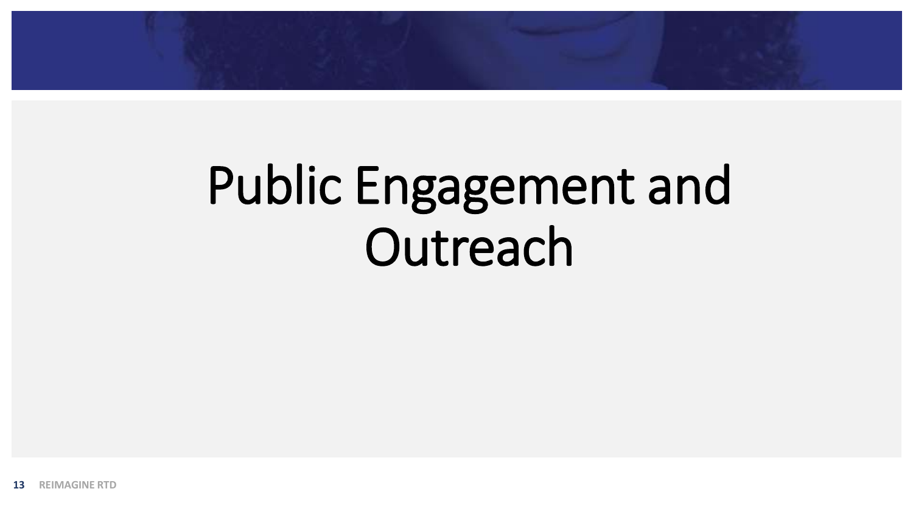# Public Engagement and Outreach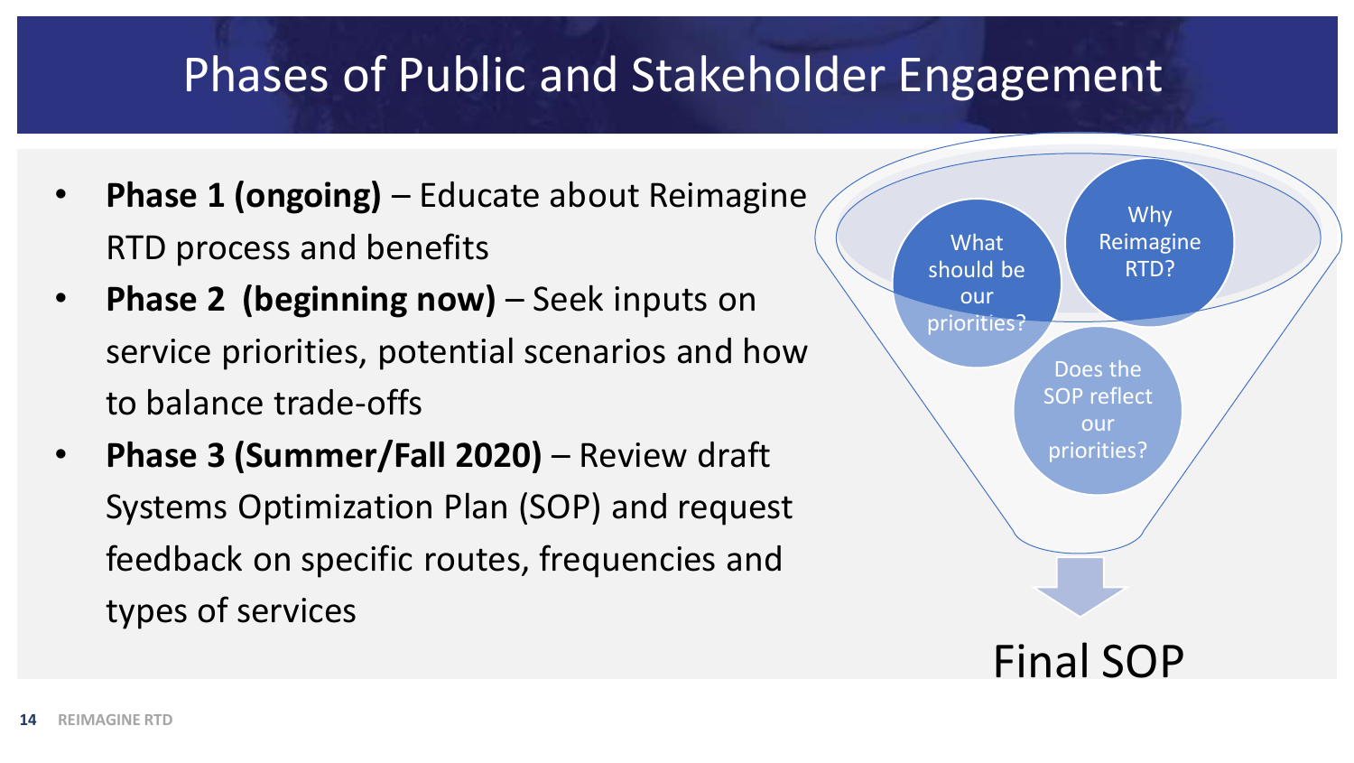# Phases of Public and Stakeholder Engagement

- **Phase 1 (ongoing)** – Educate about Reimagine RTD process and benefits
- **Phase 2 (beginning now)** – Seek inputs on service priorities, potential scenarios and how to balance trade-offs
- **Phase 3 (Summer/Fall 2020)** – Review draft Systems Optimization Plan (SOP) and request feedback on specific routes, frequencies and types of services

What should be our priorities?

Why Reimagine RTD?

Does the SOP reflect our priorities?

Final SOP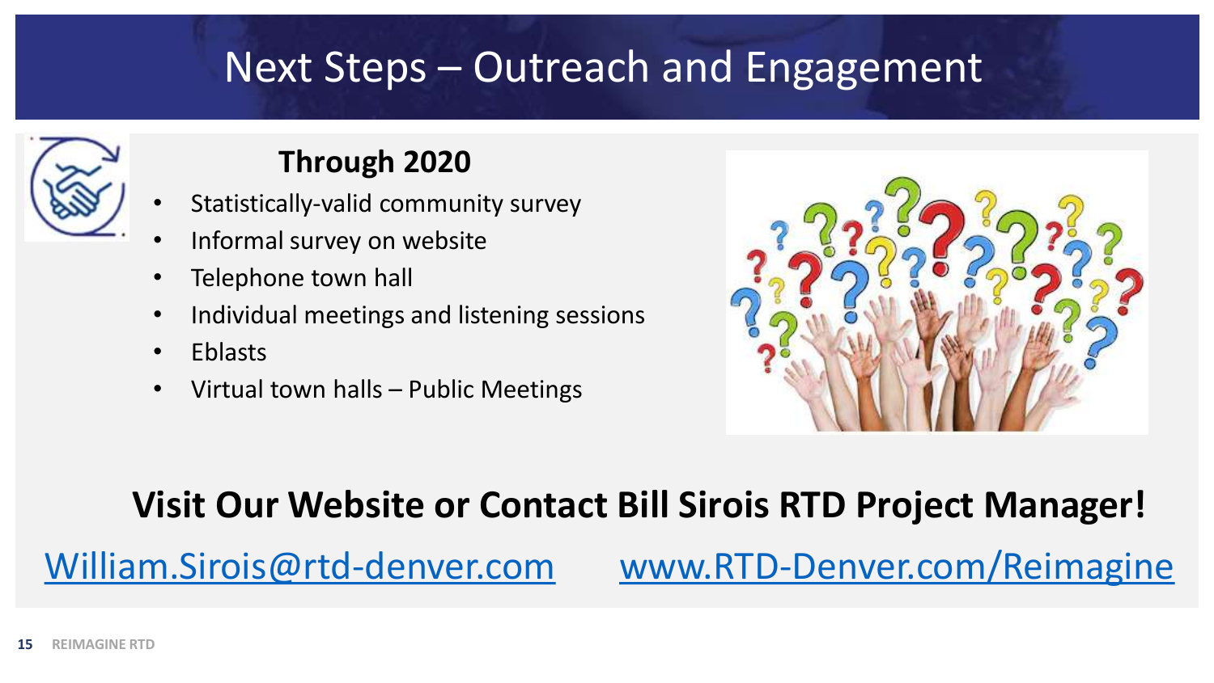# Next Steps – Outreach and Engagement

### Through 2020

- Statistically-valid community survey
- Informal survey on website
- Telephone town hall
- Individual meetings and listening sessions
- Eblasts
- Virtual town halls – Public Meetings

**Visit Our Website or Contact Bill Sirois RTD Project Manager!**

William.Sirois@rtd-denver.com www.RTD-Denver.com/Reimagine